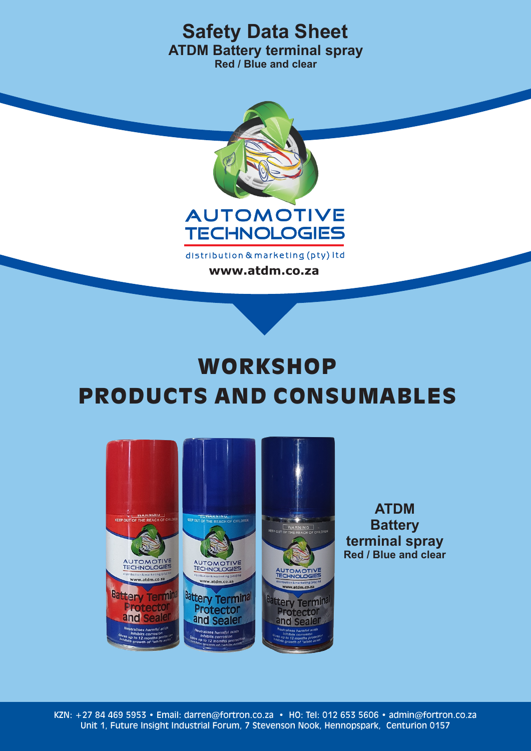# Safety Data Sheet

## ATDM Battery terminal spray

### Red / Blue and clear

AUTOMOTIVE TECHNOLOGIES

distribution & marketing (pty) ltd

www.atdm.co.za

# WORKSHOP PRODUCTS AND CONSUMABLES

**ATDM Battery terminal spray**

**Red / Blue and clear**

KZN: +27 84 469 5953 • Email: darren@fortron.co.za • HO: Tel: 012 653 5606 • admin@fortron.co.za
Unit 1, Future Insight Industrial Forum, 7 Stevenson Nook, Hennopspark, Centurion 0157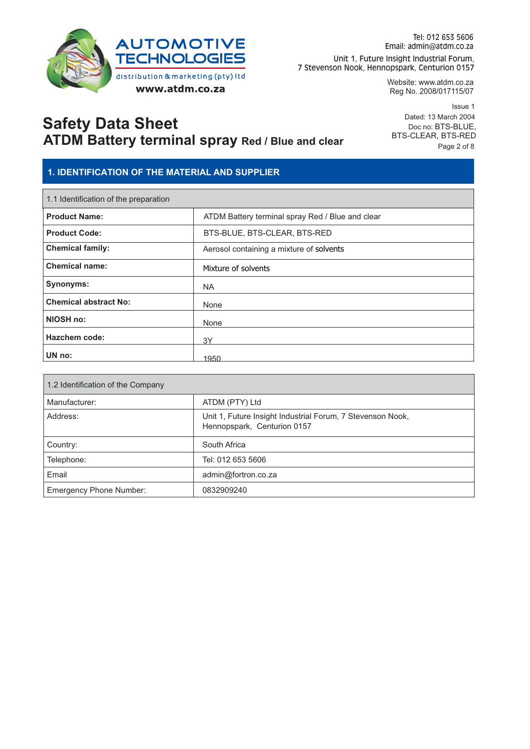# Safety Data Sheet

## ATDM Battery terminal spray Red / Blue and clear

Issue 1
Dated: 13 March 2004
Doc no: BTS-BLUE, BTS-CLEAR, BTS-RED

## 1. IDENTIFICATION OF THE MATERIAL AND SUPPLIER

| 1.1 Identification of the preparation | |
|---|---|
| **Product Name:** | ATDM Battery terminal spray Red / Blue and clear |
| **Product Code:** | BTS-BLUE, BTS-CLEAR, BTS-RED |
| **Chemical family:** | Aerosol containing a mixture of solvents |
| **Chemical name:** | Mixture of solvents |
| **Synonyms:** | NA |
| **Chemical abstract No:** | None |
| **NIOSH no:** | None |
| **Hazchem code:** | 3Y |
| **UN no:** | 1950 |

| 1.2 Identification of the Company | |
|---|---|
| Manufacturer: | ATDM (PTY) Ltd |
| Address: | Unit 1, Future Insight Industrial Forum, 7 Stevenson Nook, Hennopspark, Centurion 0157 |
| Country: | South Africa |
| Telephone: | Tel: 012 653 5606 |
| Email | admin@fortron.co.za |
| Emergency Phone Number: | 0832909240 |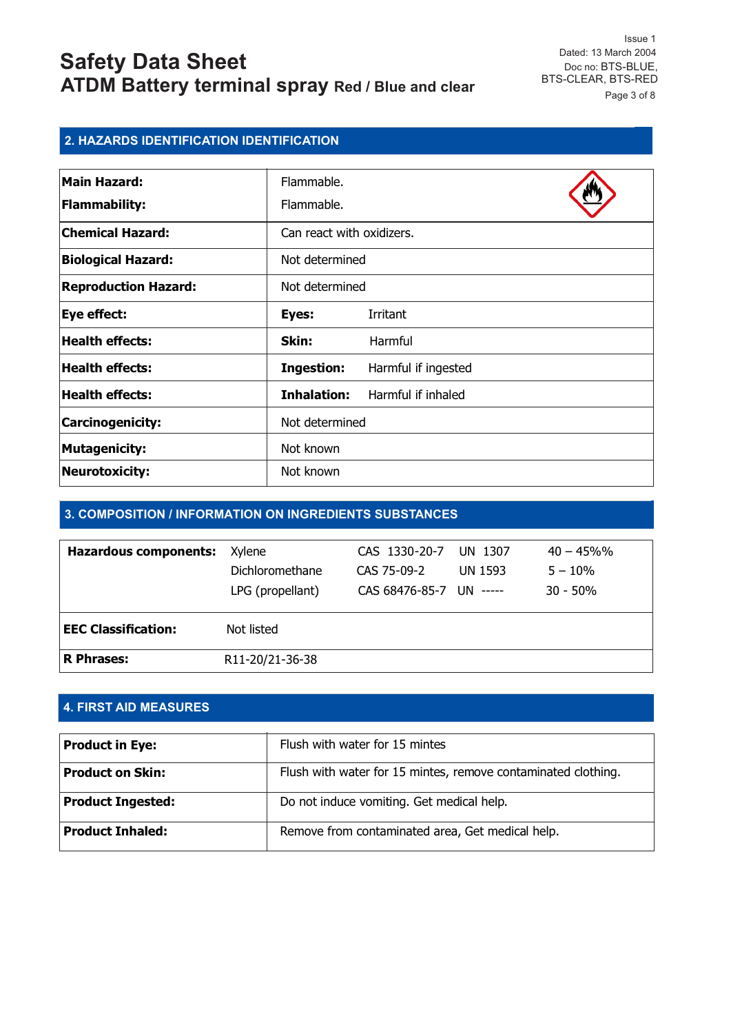## 2. HAZARDS IDENTIFICATION IDENTIFICATION

| | | |
|---|---|---|
| **Main Hazard:** | Flammable. | |
| **Flammability:** | Flammable. | |
| **Chemical Hazard:** | Can react with oxidizers. | |
| **Biological Hazard:** | Not determined | |
| **Reproduction Hazard:** | Not determined | |
| **Eye effect:** | **Eyes:** | Irritant |
| **Health effects:** | **Skin:** | Harmful |
| **Health effects:** | **Ingestion:** | Harmful if ingested |
| **Health effects:** | **Inhalation:** | Harmful if inhaled |
| **Carcinogenicity:** | Not determined | |
| **Mutagenicity:** | Not known | |
| **Neurotoxicity:** | Not known | |

## 3. COMPOSITION / INFORMATION ON INGREDIENTS SUBSTANCES

| | | | | |
|---|---|---|---|---|
| **Hazardous components:** | Xylene | CAS 1330-20-7 | UN 1307 | 40 – 45%% |
| | Dichloromethane | CAS 75-09-2 | UN 1593 | 5 – 10% |
| | LPG (propellant) | CAS 68476-85-7 | UN ----- | 30 - 50% |
| **EEC Classification:** | Not listed | | | |
| **R Phrases:** | R11-20/21-36-38 | | | |

## 4. FIRST AID MEASURES

| | |
|---|---|
| **Product in Eye:** | Flush with water for 15 mintes |
| **Product on Skin:** | Flush with water for 15 mintes, remove contaminated clothing. |
| **Product Ingested:** | Do not induce vomiting. Get medical help. |
| **Product Inhaled:** | Remove from contaminated area, Get medical help. |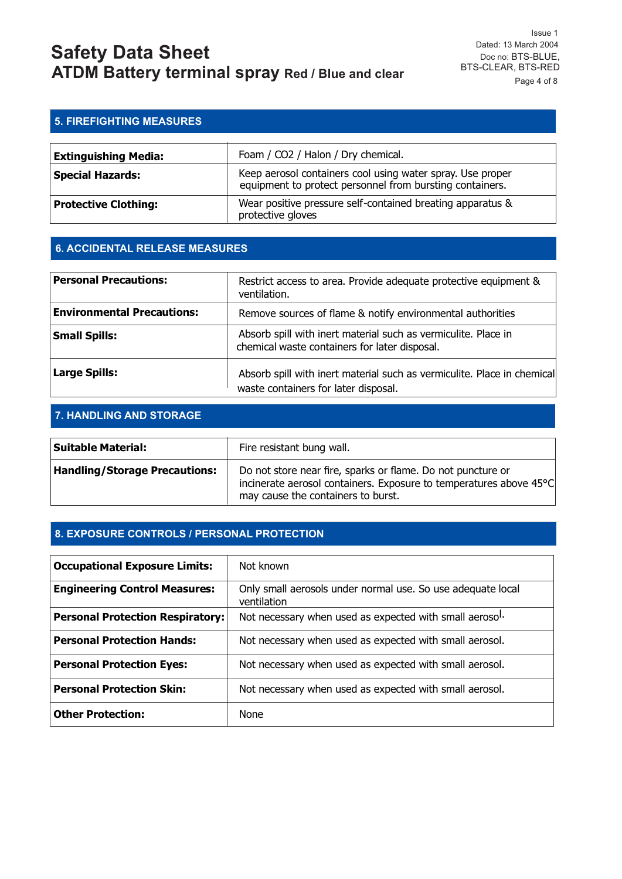## 5. FIREFIGHTING MEASURES

| | |
|---|---|
| **Extinguishing Media:** | Foam / $CO_2$ / Halon / Dry chemical. |
| **Special Hazards:** | Keep aerosol containers cool using water spray. Use proper equipment to protect personnel from bursting containers. |
| **Protective Clothing:** | Wear positive pressure self-contained breating apparatus & protective gloves |

## 6. ACCIDENTAL RELEASE MEASURES

| | |
|---|---|
| **Personal Precautions:** | Restrict access to area. Provide adequate protective equipment & ventilation. |
| **Environmental Precautions:** | Remove sources of flame & notify environmental authorities |
| **Small Spills:** | Absorb spill with inert material such as vermiculite. Place in chemical waste containers for later disposal. |
| **Large Spills:** | Absorb spill with inert material such as vermiculite. Place in chemical waste containers for later disposal. |

## 7. HANDLING AND STORAGE

| | |
|---|---|
| **Suitable Material:** | Fire resistant bung wall. |
| **Handling/Storage Precautions:** | Do not store near fire, sparks or flame. Do not puncture or incinerate aerosol containers. Exposure to temperatures above 45°C may cause the containers to burst. |

## 8. EXPOSURE CONTROLS / PERSONAL PROTECTION

| | |
|---|---|
| **Occupational Exposure Limits:** | Not known |
| **Engineering Control Measures:** | Only small aerosols under normal use. So use adequate local ventilation |
| **Personal Protection Respiratory:** | Not necessary when used as expected with small aerosol. |
| **Personal Protection Hands:** | Not necessary when used as expected with small aerosol. |
| **Personal Protection Eyes:** | Not necessary when used as expected with small aerosol. |
| **Personal Protection Skin:** | Not necessary when used as expected with small aerosol. |
| **Other Protection:** | None |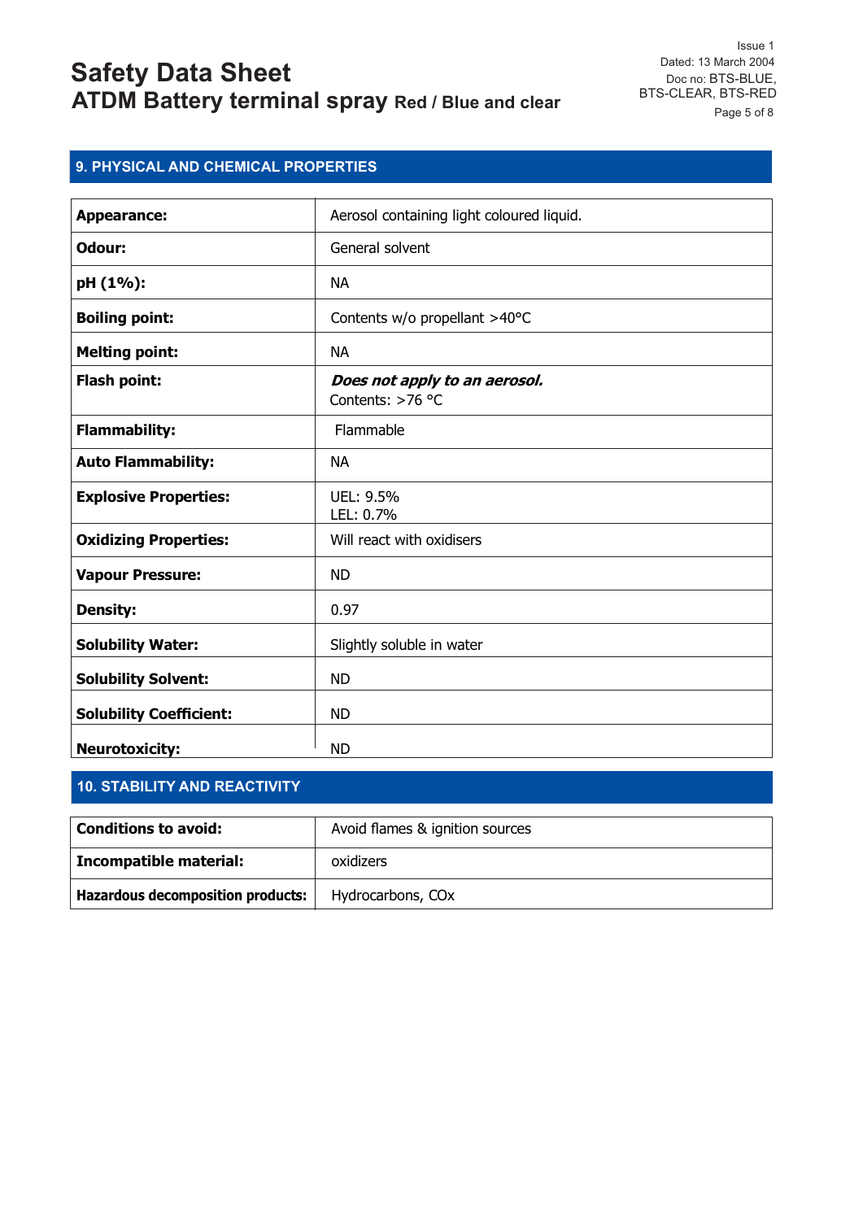## 9. PHYSICAL AND CHEMICAL PROPERTIES

| | |
|---|---|
| **Appearance:** | Aerosol containing light coloured liquid. |
| **Odour:** | General solvent |
| **pH (1%):** | NA |
| **Boiling point:** | Contents w/o propellant >40°C |
| **Melting point:** | NA |
| **Flash point:** | ***Does not apply to an aerosol.*** Contents: >76 °C |
| **Flammability:** | Flammable |
| **Auto Flammability:** | NA |
| **Explosive Properties:** | UEL: 9.5% LEL: 0.7% |
| **Oxidizing Properties:** | Will react with oxidisers |
| **Vapour Pressure:** | ND |
| **Density:** | 0.97 |
| **Solubility Water:** | Slightly soluble in water |
| **Solubility Solvent:** | ND |
| **Solubility Coefficient:** | ND |
| **Neurotoxicity:** | ND |

## 10. STABILITY AND REACTIVITY

| | |
|---|---|
| **Conditions to avoid:** | Avoid flames & ignition sources |
| **Incompatible material:** | oxidizers |
| **Hazardous decomposition products:** | Hydrocarbons, $CO_x$ |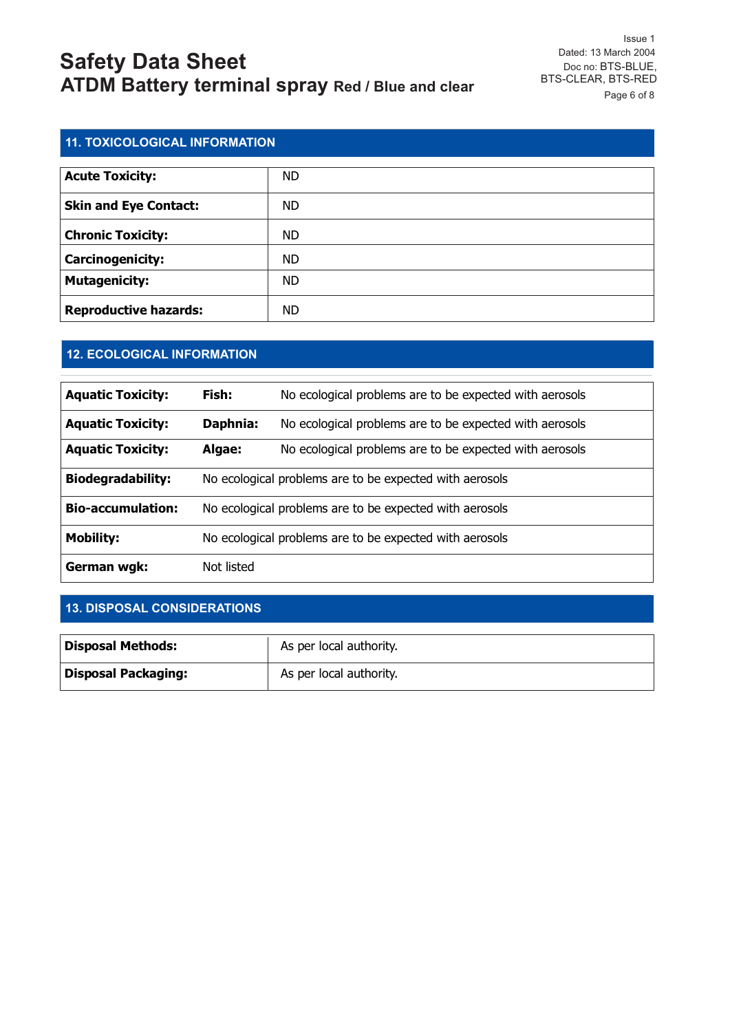## 11. TOXICOLOGICAL INFORMATION

| | |
|---|---|
| **Acute Toxicity:** | ND |
| **Skin and Eye Contact:** | ND |
| **Chronic Toxicity:** | ND |
| **Carcinogenicity:** | ND |
| **Mutagenicity:** | ND |
| **Reproductive hazards:** | ND |

## 12. ECOLOGICAL INFORMATION

| | | |
|---|---|---|
| **Aquatic Toxicity:** | **Fish:** | No ecological problems are to be expected with aerosols |
| **Aquatic Toxicity:** | **Daphnia:** | No ecological problems are to be expected with aerosols |
| **Aquatic Toxicity:** | **Algae:** | No ecological problems are to be expected with aerosols |
| **Biodegradability:** | No ecological problems are to be expected with aerosols | |
| **Bio-accumulation:** | No ecological problems are to be expected with aerosols | |
| **Mobility:** | No ecological problems are to be expected with aerosols | |
| **German wgk:** | Not listed | |

## 13. DISPOSAL CONSIDERATIONS

| | |
|---|---|
| **Disposal Methods:** | As per local authority. |
| **Disposal Packaging:** | As per local authority. |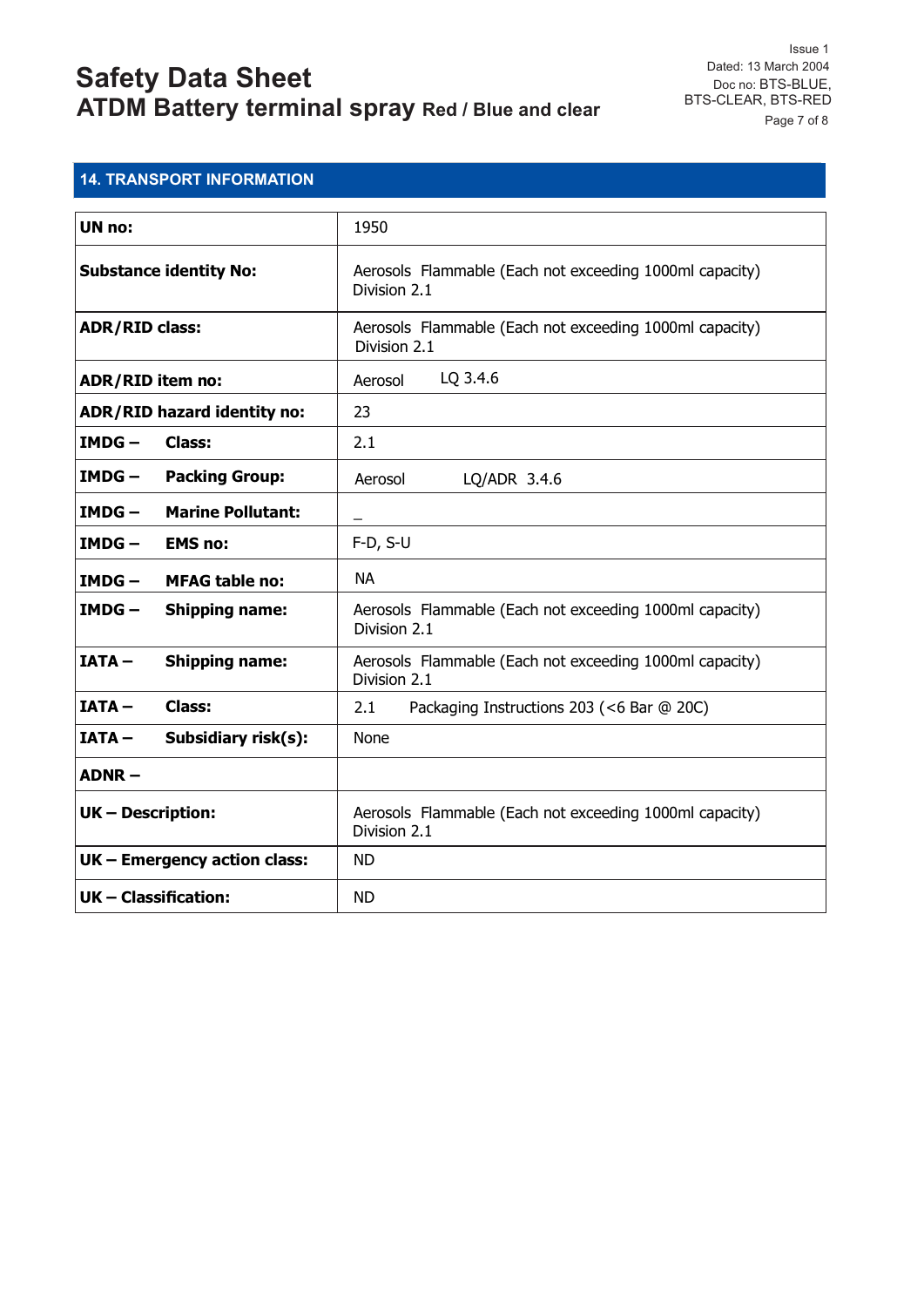## 14. TRANSPORT INFORMATION

| | |
|---|---|
| **UN no:** | 1950 |
| **Substance identity No:** | Aerosols Flammable (Each not exceeding 1000ml capacity) Division 2.1 |
| **ADR/RID class:** | Aerosols Flammable (Each not exceeding 1000ml capacity) Division 2.1 |
| **ADR/RID item no:** | Aerosol LQ 3.4.6 |
| **ADR/RID hazard identity no:** | 23 |
| **IMDG – Class:** | 2.1 |
| **IMDG – Packing Group:** | Aerosol LQ/ADR 3.4.6 |
| **IMDG – Marine Pollutant:** | _ |
| **IMDG – EMS no:** | F-D, S-U |
| **IMDG – MFAG table no:** | NA |
| **IMDG – Shipping name:** | Aerosols Flammable (Each not exceeding 1000ml capacity) Division 2.1 |
| **IATA – Shipping name:** | Aerosols Flammable (Each not exceeding 1000ml capacity) Division 2.1 |
| **IATA – Class:** | 2.1 Packaging Instructions 203 (<6 Bar @ 20C) |
| **IATA – Subsidiary risk(s):** | None |
| **ADNR –** | |
| **UK – Description:** | Aerosols Flammable (Each not exceeding 1000ml capacity) Division 2.1 |
| **UK – Emergency action class:** | ND |
| **UK – Classification:** | ND |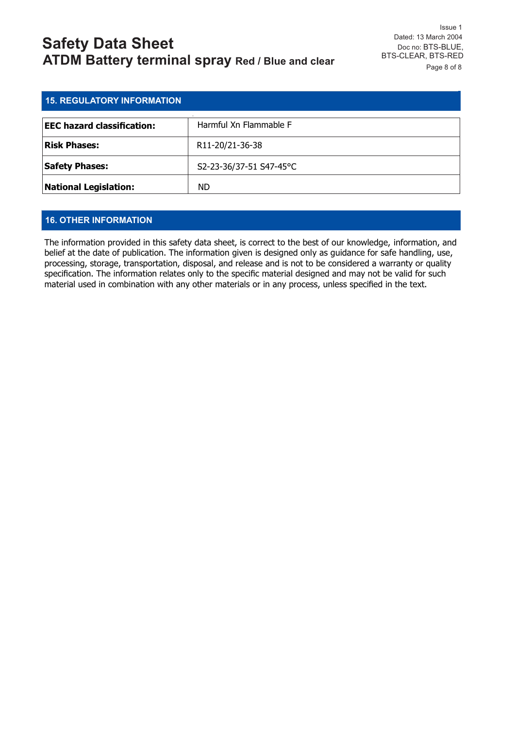## 15. REGULATORY INFORMATION

| | |
|---|---|
| **EEC hazard classification:** | Harmful Xn Flammable F |
| **Risk Phases:** | R11-20/21-36-38 |
| **Safety Phases:** | S2-23-36/37-51 S47-45°C |
| **National Legislation:** | ND |

## 16. OTHER INFORMATION

The information provided in this safety data sheet, is correct to the best of our knowledge, information, and belief at the date of publication. The information given is designed only as guidance for safe handling, use, processing, storage, transportation, disposal, and release and is not to be considered a warranty or quality specification. The information relates only to the specific material designed and may not be valid for such material used in combination with any other materials or in any process, unless specified in the text.